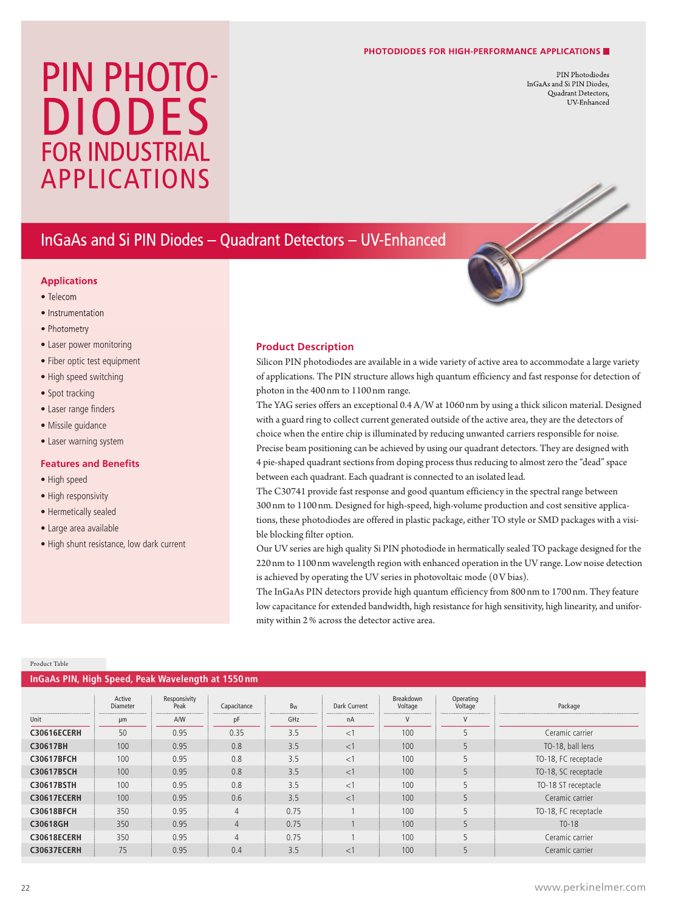PHOTODIODES FOR HIGH-PERFORMANCE APPLICATIONS

PIN Photodiodes
InGaAs and Si PIN Diodes,
Quadrant Detectors,
UV-Enhanced

# PIN PHOTO-DIODES FOR INDUSTRIAL APPLICATIONS

## InGaAs and Si PIN Diodes – Quadrant Detectors – UV-Enhanced

### Applications

- Telecom
- Instrumentation
- Photometry
- Laser power monitoring
- Fiber optic test equipment
- High speed switching
- Spot tracking
- Laser range finders
- Missile guidance
- Laser warning system

### Features and Benefits

- High speed
- High responsivity
- Hermetically sealed
- Large area available
- High shunt resistance, low dark current

### Product Description

Silicon PIN photodiodes are available in a wide variety of active area to accommodate a large variety of applications. The PIN structure allows high quantum efficiency and fast response for detection of photon in the 400 nm to 1100 nm range.

The YAG series offers an exceptional 0.4 A/W at 1060 nm by using a thick silicon material. Designed with a guard ring to collect current generated outside of the active area, they are the detectors of choice when the entire chip is illuminated by reducing unwanted carriers responsible for noise.

Precise beam positioning can be achieved by using our quadrant detectors. They are designed with 4 pie-shaped quadrant sections from doping process thus reducing to almost zero the "dead" space between each quadrant. Each quadrant is connected to an isolated lead.

The C30741 provide fast response and good quantum efficiency in the spectral range between 300 nm to 1100 nm. Designed for high-speed, high-volume production and cost sensitive applications, these photodiodes are offered in plastic package, either TO style or SMD packages with a visible blocking filter option.

Our UV series are high quality Si PIN photodiode in hermatically sealed TO package designed for the 220 nm to 1100 nm wavelength region with enhanced operation in the UV range. Low noise detection is achieved by operating the UV series in photovoltaic mode (0 V bias).

The InGaAs PIN detectors provide high quantum efficiency from 800 nm to 1700 nm. They feature low capacitance for extended bandwidth, high resistance for high sensitivity, high linearity, and uniformity within 2 % across the detector active area.

Product Table

**InGaAs PIN, High Speed, Peak Wavelength at 1550 nm**

| | Active Diameter | Responsivity Peak | Capacitance | $B_W$ | Dark Current | Breakdown Voltage | Operating Voltage | Package |
|---|---|---|---|---|---|---|---|---|
| Unit | µm | A/W | pF | GHz | nA | V | V | |
| **C30616ECERH** | 50 | 0.95 | 0.35 | 3.5 | <1 | 100 | 5 | Ceramic carrier |
| **C30617BH** | 100 | 0.95 | 0.8 | 3.5 | <1 | 100 | 5 | TO-18, ball lens |
| **C30617BFCH** | 100 | 0.95 | 0.8 | 3.5 | <1 | 100 | 5 | TO-18, FC receptacle |
| **C30617BSCH** | 100 | 0.95 | 0.8 | 3.5 | <1 | 100 | 5 | TO-18, SC receptacle |
| **C30617BSTH** | 100 | 0.95 | 0.8 | 3.5 | <1 | 100 | 5 | TO-18 ST receptacle |
| **C30617ECERH** | 100 | 0.95 | 0.6 | 3.5 | <1 | 100 | 5 | Ceramic carrier |
| **C30618BFCH** | 350 | 0.95 | 4 | 0.75 | 1 | 100 | 5 | TO-18, FC receptacle |
| **C30618GH** | 350 | 0.95 | 4 | 0.75 | 1 | 100 | 5 | TO-18 |
| **C30618ECERH** | 350 | 0.95 | 4 | 0.75 | 1 | 100 | 5 | Ceramic carrier |
| **C30637ECERH** | 75 | 0.95 | 0.4 | 3.5 | <1 | 100 | 5 | Ceramic carrier |

www.perkinelmer.com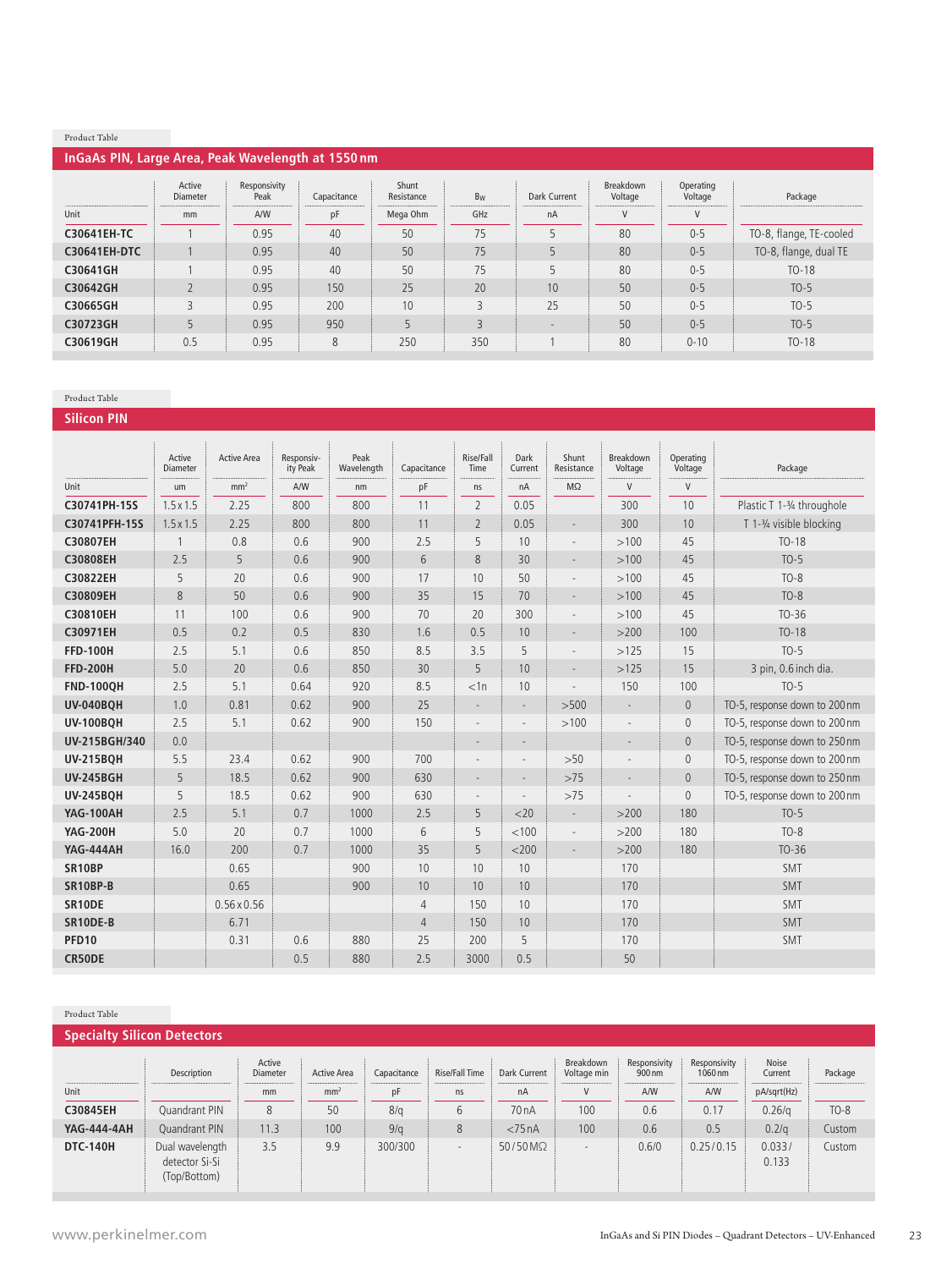Product Table

## InGaAs PIN, Large Area, Peak Wavelength at 1550 nm

| | Active Diameter | Responsity Peak | Capacitance | Shunt Resistance | Bw | Dark Current | Breakdown Voltage | Operating Voltage | Package |
|---|---|---|---|---|---|---|---|---|---|
| Unit | mm | A/W | pF | Mega Ohm | GHz | nA | V | V | |
| **C30641EH-TC** | 1 | 0.95 | 40 | 50 | 75 | 5 | 80 | 0-5 | TO-8, flange, TE-cooled |
| **C30641EH-DTC** | 1 | 0.95 | 40 | 50 | 75 | 5 | 80 | 0-5 | TO-8, flange, dual TE |
| **C30641GH** | 1 | 0.95 | 40 | 50 | 75 | 5 | 80 | 0-5 | TO-18 |
| **C30642GH** | 2 | 0.95 | 150 | 25 | 20 | 10 | 50 | 0-5 | TO-5 |
| **C30665GH** | 3 | 0.95 | 200 | 10 | 3 | 25 | 50 | 0-5 | TO-5 |
| **C30723GH** | 5 | 0.95 | 950 | 5 | 3 | - | 50 | 0-5 | TO-5 |
| **C30619GH** | 0.5 | 0.95 | 8 | 250 | 350 | 1 | 80 | 0-10 | TO-18 |

Product Table

## Silicon PIN

| | Active Diameter | Active Area | Responsivity Peak | Peak Wavelength | Capacitance | Rise/Fall Time | Dark Current | Shunt Resistance | Breakdown Voltage | Operating Voltage | Package |
|---|---|---|---|---|---|---|---|---|---|---|---|
| Unit | um | mm² | A/W | nm | pF | ns | nA | MΩ | V | V | |
| **C30741PH-15S** | 1.5 x 1.5 | 2.25 | 800 | 800 | 11 | 2 | 0.05 | | 300 | 10 | Plastic T 1-¾ throughole |
| **C30741PFH-15S** | 1.5 x 1.5 | 2.25 | 800 | 800 | 11 | 2 | 0.05 | - | 300 | 10 | T 1-¾ visible blocking |
| **C30807EH** | 1 | 0.8 | 0.6 | 900 | 2.5 | 5 | 10 | - | >100 | 45 | TO-18 |
| **C30808EH** | 2.5 | 5 | 0.6 | 900 | 6 | 8 | 30 | - | >100 | 45 | TO-5 |
| **C30822EH** | 5 | 20 | 0.6 | 900 | 17 | 10 | 50 | - | >100 | 45 | TO-8 |
| **C30809EH** | 8 | 50 | 0.6 | 900 | 35 | 15 | 70 | - | >100 | 45 | TO-8 |
| **C30810EH** | 11 | 100 | 0.6 | 900 | 70 | 20 | 300 | - | >100 | 45 | TO-36 |
| **C30971EH** | 0.5 | 0.2 | 0.5 | 830 | 1.6 | 0.5 | 10 | - | >200 | 100 | TO-18 |
| **FFD-100H** | 2.5 | 5.1 | 0.6 | 850 | 8.5 | 3.5 | 5 | - | >125 | 15 | TO-5 |
| **FFD-200H** | 5.0 | 20 | 0.6 | 850 | 30 | 5 | 10 | - | >125 | 15 | 3 pin, 0.6 inch dia. |
| **FND-100QH** | 2.5 | 5.1 | 0.64 | 920 | 8.5 | <1n | 10 | - | 150 | 100 | TO-5 |
| **UV-040BQH** | 1.0 | 0.81 | 0.62 | 900 | 25 | - | - | >500 | - | 0 | TO-5, response down to 200 nm |
| **UV-100BQH** | 2.5 | 5.1 | 0.62 | 900 | 150 | - | - | >100 | - | 0 | TO-5, response down to 200 nm |
| **UV-215BGH/340** | 0.0 | | | | | - | - | | - | 0 | TO-5, response down to 250 nm |
| **UV-215BQH** | 5.5 | 23.4 | 0.62 | 900 | 700 | - | - | >50 | - | 0 | TO-5, response down to 200 nm |
| **UV-245BGH** | 5 | 18.5 | 0.62 | 900 | 630 | - | - | >75 | - | 0 | TO-5, response down to 250 nm |
| **UV-245BQH** | 5 | 18.5 | 0.62 | 900 | 630 | - | - | >75 | - | 0 | TO-5, response down to 200 nm |
| **YAG-100AH** | 2.5 | 5.1 | 0.7 | 1000 | 2.5 | 5 | <20 | - | >200 | 180 | TO-5 |
| **YAG-200H** | 5.0 | 20 | 0.7 | 1000 | 6 | 5 | <100 | - | >200 | 180 | TO-8 |
| **YAG-444AH** | 16.0 | 200 | 0.7 | 1000 | 35 | 5 | <200 | - | >200 | 180 | TO-36 |
| **SR10BP** | | 0.65 | | 900 | 10 | 10 | 10 | | 170 | | SMT |
| **SR10BP-B** | | 0.65 | | 900 | 10 | 10 | 10 | | 170 | | SMT |
| **SR10DE** | | 0.56 x 0.56 | | | 4 | 150 | 10 | | 170 | | SMT |
| **SR10DE-B** | | 6.71 | | | 4 | 150 | 10 | | 170 | | SMT |
| **PFD10** | | 0.31 | 0.6 | 880 | 25 | 200 | 5 | | 170 | | SMT |
| **CR50DE** | | | 0.5 | 880 | 2.5 | 3000 | 0.5 | | 50 | | |

Product Table

## Specialty Silicon Detectors

| | Description | Active Diameter | Active Area | Capacitance | Rise/Fall Time | Dark Current | Breakdown Voltage min | Responsivity 900 nm | Responsivity 1060 nm | Noise Current | Package |
|---|---|---|---|---|---|---|---|---|---|---|---|
| Unit | | mm | mm² | pF | ns | nA | V | A/W | A/W | pA/sqrt(Hz) | |
| **C30845EH** | Quandrant PIN | 8 | 50 | 8/q | 6 | 70 nA | 100 | 0.6 | 0.17 | 0.26/q | TO-8 |
| **YAG-444-4AH** | Quandrant PIN | 11.3 | 100 | 9/q | 8 | <75 nA | 100 | 0.6 | 0.5 | 0.2/q | Custom |
| **DTC-140H** | Dual wavelength detector Si-Si (Top/Bottom) | 3.5 | 9.9 | 300/300 | - | 50/50 MΩ | - | 0.6/0 | 0.25/0.15 | 0.033/0.133 | Custom |